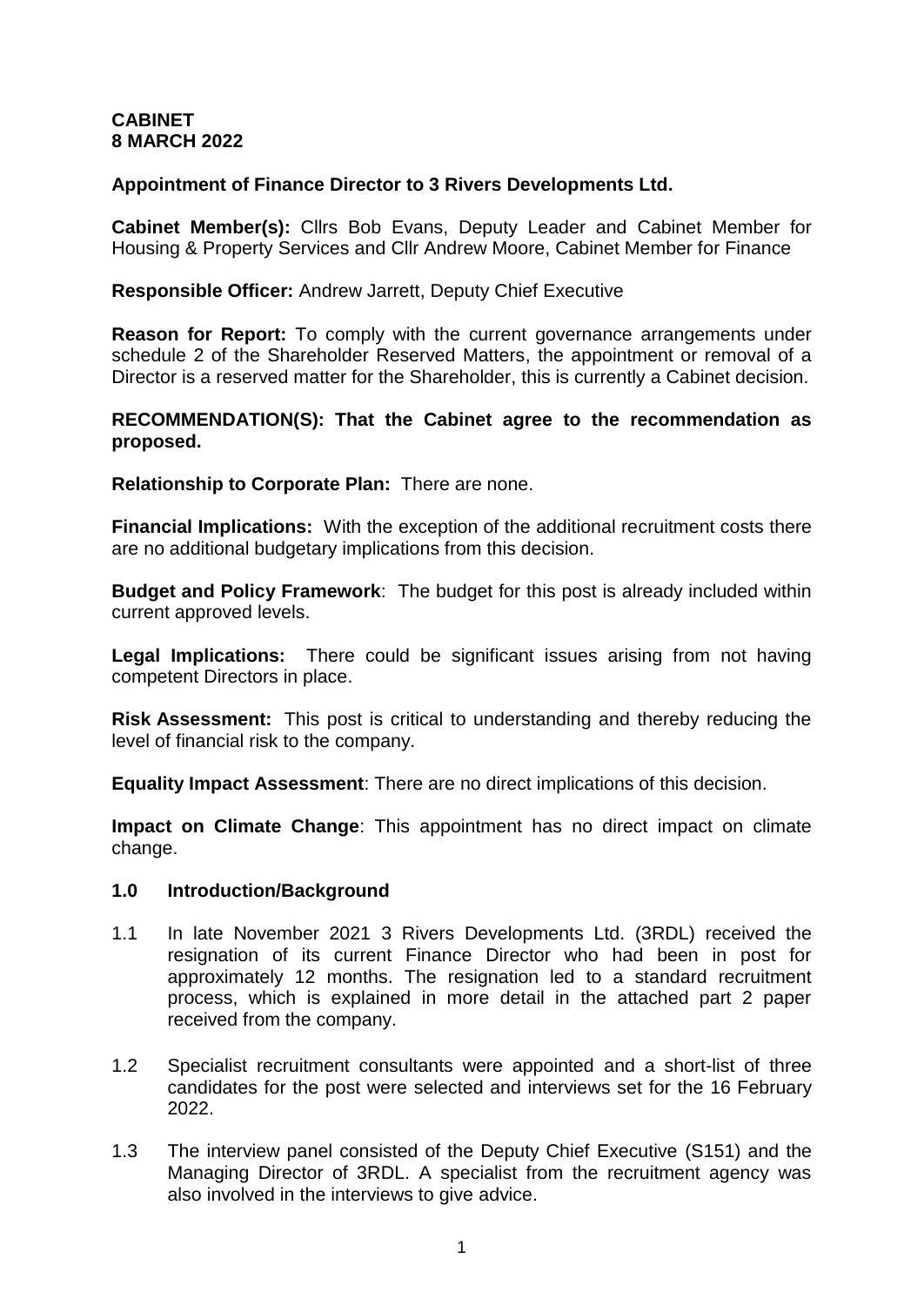**CABINET**
**8 MARCH 2022**

**Appointment of Finance Director to 3 Rivers Developments Ltd.**

**Cabinet Member(s):** Cllrs Bob Evans, Deputy Leader and Cabinet Member for Housing & Property Services and Cllr Andrew Moore, Cabinet Member for Finance

**Responsible Officer:** Andrew Jarrett, Deputy Chief Executive

**Reason for Report:** To comply with the current governance arrangements under schedule 2 of the Shareholder Reserved Matters, the appointment or removal of a Director is a reserved matter for the Shareholder, this is currently a Cabinet decision.

**RECOMMENDATION(S): That the Cabinet agree to the recommendation as proposed.**

**Relationship to Corporate Plan:** There are none.

**Financial Implications:** With the exception of the additional recruitment costs there are no additional budgetary implications from this decision.

**Budget and Policy Framework**: The budget for this post is already included within current approved levels.

**Legal Implications:** There could be significant issues arising from not having competent Directors in place.

**Risk Assessment:** This post is critical to understanding and thereby reducing the level of financial risk to the company.

**Equality Impact Assessment**: There are no direct implications of this decision.

**Impact on Climate Change**: This appointment has no direct impact on climate change.

## 1.0 Introduction/Background

1.1 In late November 2021 3 Rivers Developments Ltd. (3RDL) received the resignation of its current Finance Director who had been in post for approximately 12 months. The resignation led to a standard recruitment process, which is explained in more detail in the attached part 2 paper received from the company.

1.2 Specialist recruitment consultants were appointed and a short-list of three candidates for the post were selected and interviews set for the 16 February 2022.

1.3 The interview panel consisted of the Deputy Chief Executive (S151) and the Managing Director of 3RDL. A specialist from the recruitment agency was also involved in the interviews to give advice.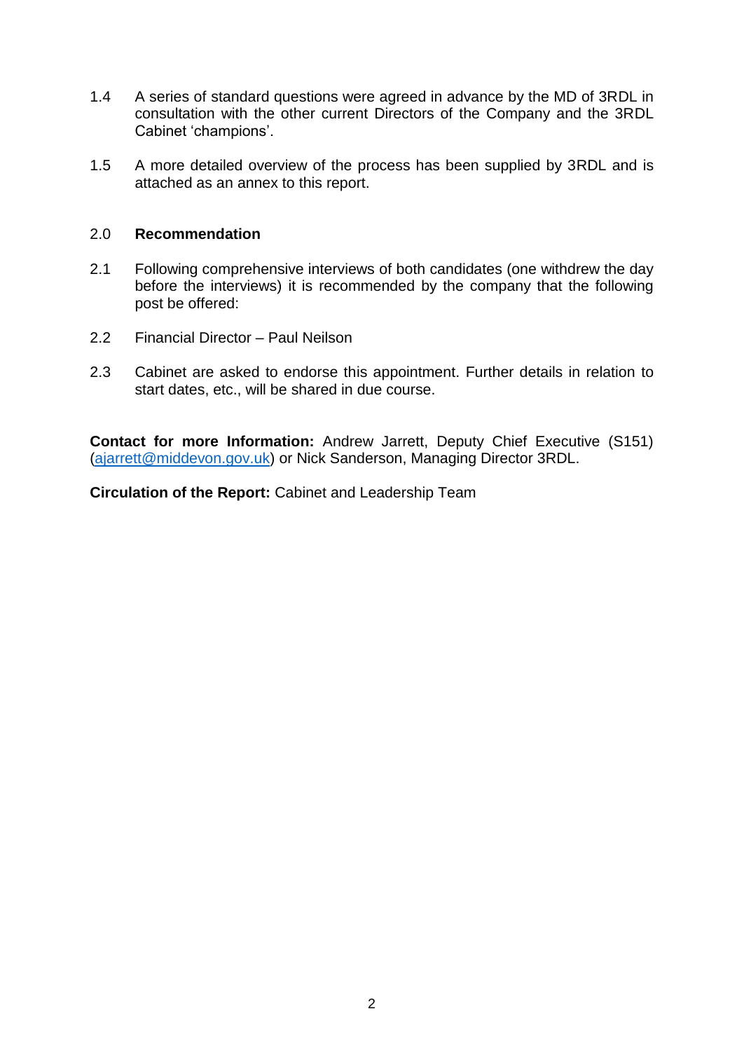1.4 A series of standard questions were agreed in advance by the MD of 3RDL in consultation with the other current Directors of the Company and the 3RDL Cabinet 'champions'.

1.5 A more detailed overview of the process has been supplied by 3RDL and is attached as an annex to this report.

## 2.0 **Recommendation**

2.1 Following comprehensive interviews of both candidates (one withdrew the day before the interviews) it is recommended by the company that the following post be offered:

2.2 Financial Director – Paul Neilson

2.3 Cabinet are asked to endorse this appointment. Further details in relation to start dates, etc., will be shared in due course.

**Contact for more Information:** Andrew Jarrett, Deputy Chief Executive (S151) (ajarrett@middevon.gov.uk) or Nick Sanderson, Managing Director 3RDL.

**Circulation of the Report:** Cabinet and Leadership Team